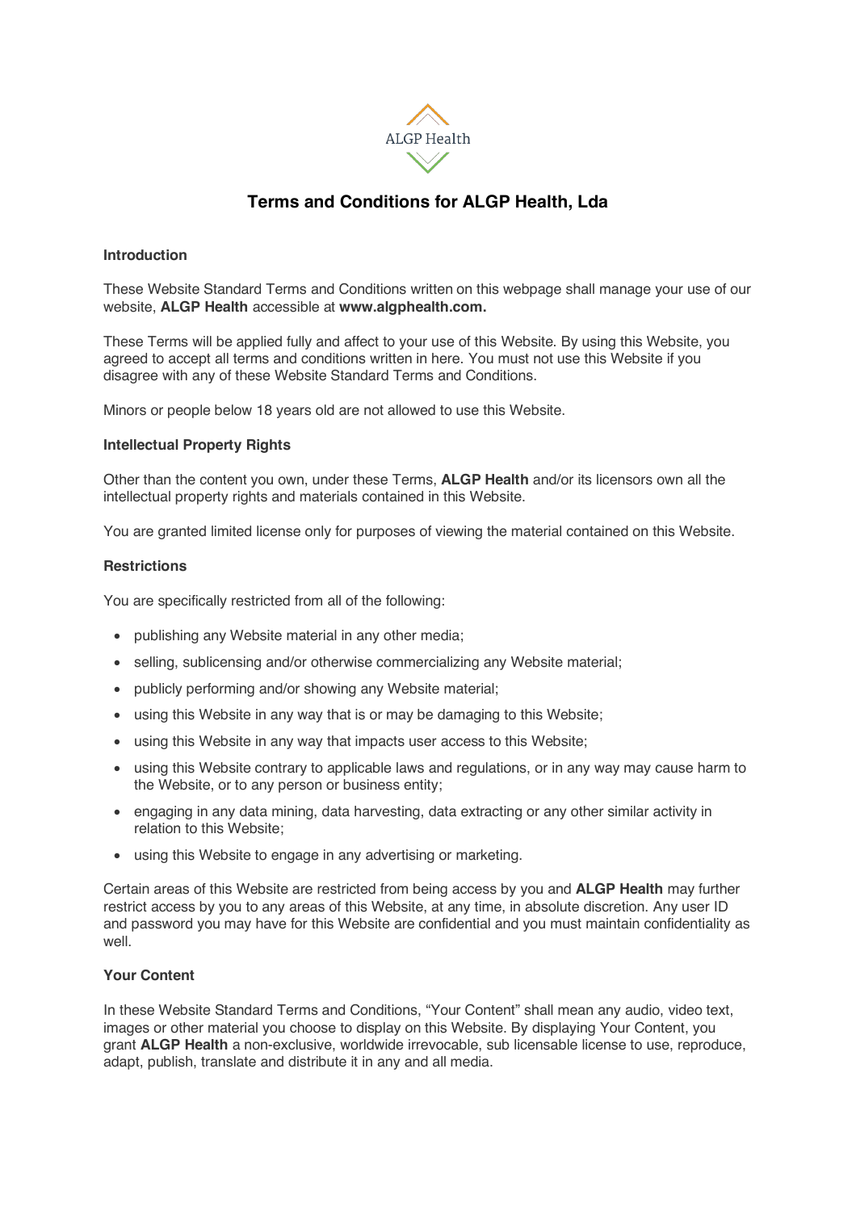ALGP Health

# Terms and Conditions for ALGP Health, Lda

## Introduction

These Website Standard Terms and Conditions written on this webpage shall manage your use of our website, **ALGP Health** accessible at **www.algphealth.com.**

These Terms will be applied fully and affect to your use of this Website. By using this Website, you agreed to accept all terms and conditions written in here. You must not use this Website if you disagree with any of these Website Standard Terms and Conditions.

Minors or people below 18 years old are not allowed to use this Website.

## Intellectual Property Rights

Other than the content you own, under these Terms, **ALGP Health** and/or its licensors own all the intellectual property rights and materials contained in this Website.

You are granted limited license only for purposes of viewing the material contained on this Website.

## Restrictions

You are specifically restricted from all of the following:

- publishing any Website material in any other media;
- selling, sublicensing and/or otherwise commercializing any Website material;
- publicly performing and/or showing any Website material;
- using this Website in any way that is or may be damaging to this Website;
- using this Website in any way that impacts user access to this Website;
- using this Website contrary to applicable laws and regulations, or in any way may cause harm to the Website, or to any person or business entity;
- engaging in any data mining, data harvesting, data extracting or any other similar activity in relation to this Website;
- using this Website to engage in any advertising or marketing.

Certain areas of this Website are restricted from being access by you and **ALGP Health** may further restrict access by you to any areas of this Website, at any time, in absolute discretion. Any user ID and password you may have for this Website are confidential and you must maintain confidentiality as well.

## Your Content

In these Website Standard Terms and Conditions, "Your Content" shall mean any audio, video text, images or other material you choose to display on this Website. By displaying Your Content, you grant **ALGP Health** a non-exclusive, worldwide irrevocable, sub licensable license to use, reproduce, adapt, publish, translate and distribute it in any and all media.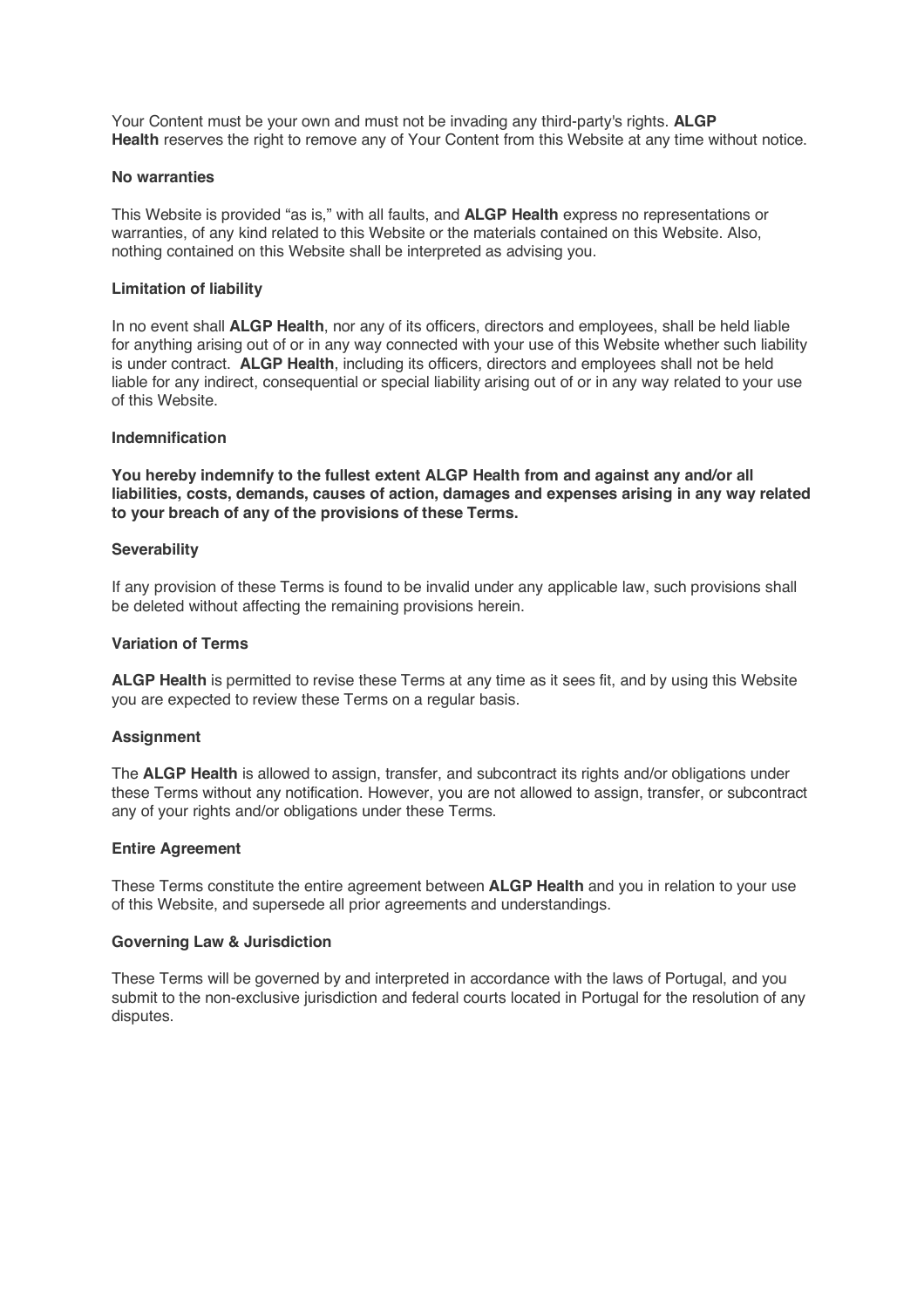Your Content must be your own and must not be invading any third-party's rights. **ALGP Health** reserves the right to remove any of Your Content from this Website at any time without notice.

**No warranties**

This Website is provided "as is," with all faults, and **ALGP Health** express no representations or warranties, of any kind related to this Website or the materials contained on this Website. Also, nothing contained on this Website shall be interpreted as advising you.

**Limitation of liability**

In no event shall **ALGP Health**, nor any of its officers, directors and employees, shall be held liable for anything arising out of or in any way connected with your use of this Website whether such liability is under contract. **ALGP Health**, including its officers, directors and employees shall not be held liable for any indirect, consequential or special liability arising out of or in any way related to your use of this Website.

**Indemnification**

**You hereby indemnify to the fullest extent ALGP Health from and against any and/or all liabilities, costs, demands, causes of action, damages and expenses arising in any way related to your breach of any of the provisions of these Terms.**

**Severability**

If any provision of these Terms is found to be invalid under any applicable law, such provisions shall be deleted without affecting the remaining provisions herein.

**Variation of Terms**

**ALGP Health** is permitted to revise these Terms at any time as it sees fit, and by using this Website you are expected to review these Terms on a regular basis.

**Assignment**

The **ALGP Health** is allowed to assign, transfer, and subcontract its rights and/or obligations under these Terms without any notification. However, you are not allowed to assign, transfer, or subcontract any of your rights and/or obligations under these Terms.

**Entire Agreement**

These Terms constitute the entire agreement between **ALGP Health** and you in relation to your use of this Website, and supersede all prior agreements and understandings.

**Governing Law & Jurisdiction**

These Terms will be governed by and interpreted in accordance with the laws of Portugal, and you submit to the non-exclusive jurisdiction and federal courts located in Portugal for the resolution of any disputes.